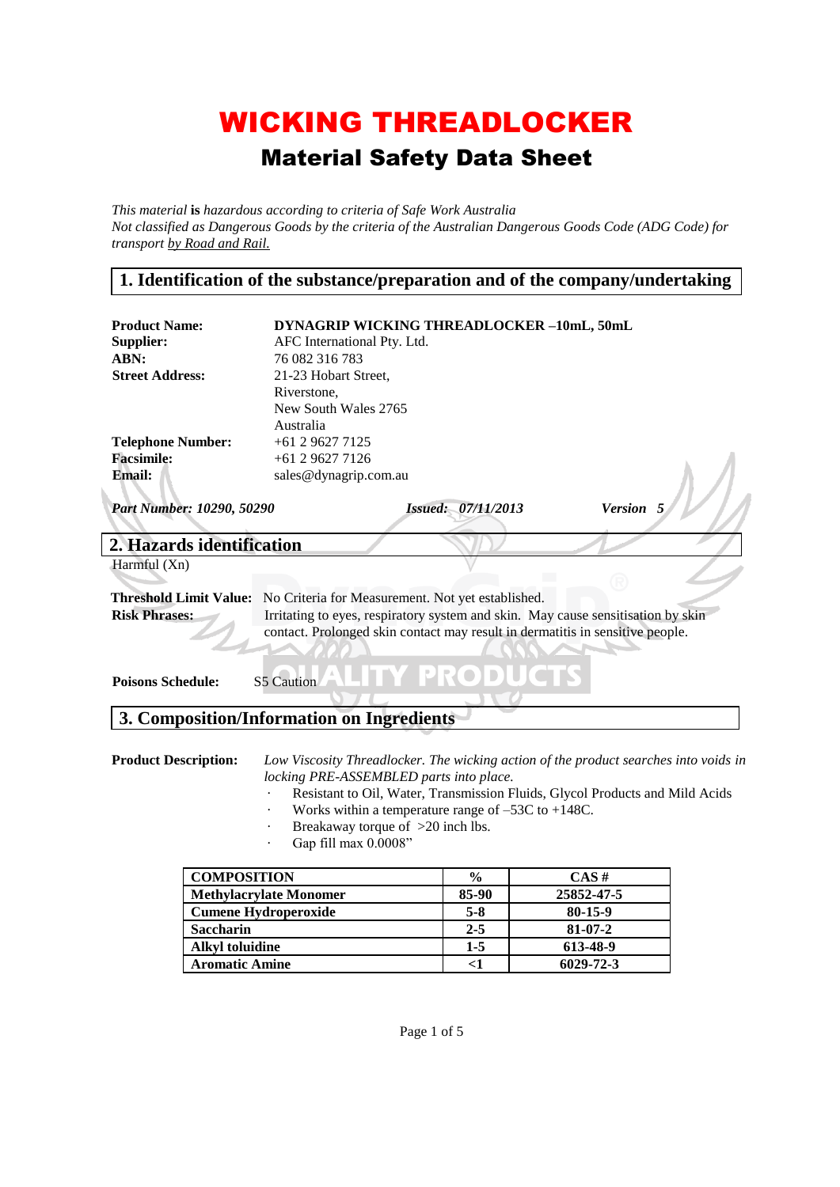# WICKING THREADLOCKER

## Material Safety Data Sheet

*This material* **is** *hazardous according to criteria of Safe Work Australia*
*Not classified as Dangerous Goods by the criteria of the Australian Dangerous Goods Code (ADG Code) for transport by Road and Rail.*

## 1. Identification of the substance/preparation and of the company/undertaking

| | |
|---|---|
| **Product Name:** | **DYNAGRIP WICKING THREADLOCKER –10mL, 50mL** |
| **Supplier:** | AFC International Pty. Ltd. |
| **ABN:** | 76 082 316 783 |
| **Street Address:** | 21-23 Hobart Street, Riverstone, New South Wales 2765 Australia |
| **Telephone Number:** | +61 2 9627 7125 |
| **Facsimile:** | +61 2 9627 7126 |
| **Email:** | sales@dynagrip.com.au |

***Part Number: 10290, 50290*** ***Issued: 07/11/2013*** ***Version 5***

## 2. Hazards identification

Harmful (Xn)

**Threshold Limit Value:** No Criteria for Measurement. Not yet established.

**Risk Phrases:** Irritating to eyes, respiratory system and skin. May cause sensitisation by skin contact. Prolonged skin contact may result in dermatitis in sensitive people.

**Poisons Schedule:** S5 Caution

## 3. Composition/Information on Ingredients

**Product Description:** *Low Viscosity Threadlocker. The wicking action of the product searches into voids in locking PRE-ASSEMBLED parts into place.*

- Resistant to Oil, Water, Transmission Fluids, Glycol Products and Mild Acids
- Works within a temperature range of –53C to +148C.
- Breakaway torque of >20 inch lbs.
- Gap fill max 0.0008"

| COMPOSITION | % | CAS # |
|---|---|---|
| **Methylacrylate Monomer** | **85-90** | **25852-47-5** |
| **Cumene Hydroperoxide** | **5-8** | **80-15-9** |
| **Saccharin** | **2-5** | **81-07-2** |
| **Alkyl toluidine** | **1-5** | **613-48-9** |
| **Aromatic Amine** | **<1** | **6029-72-3** |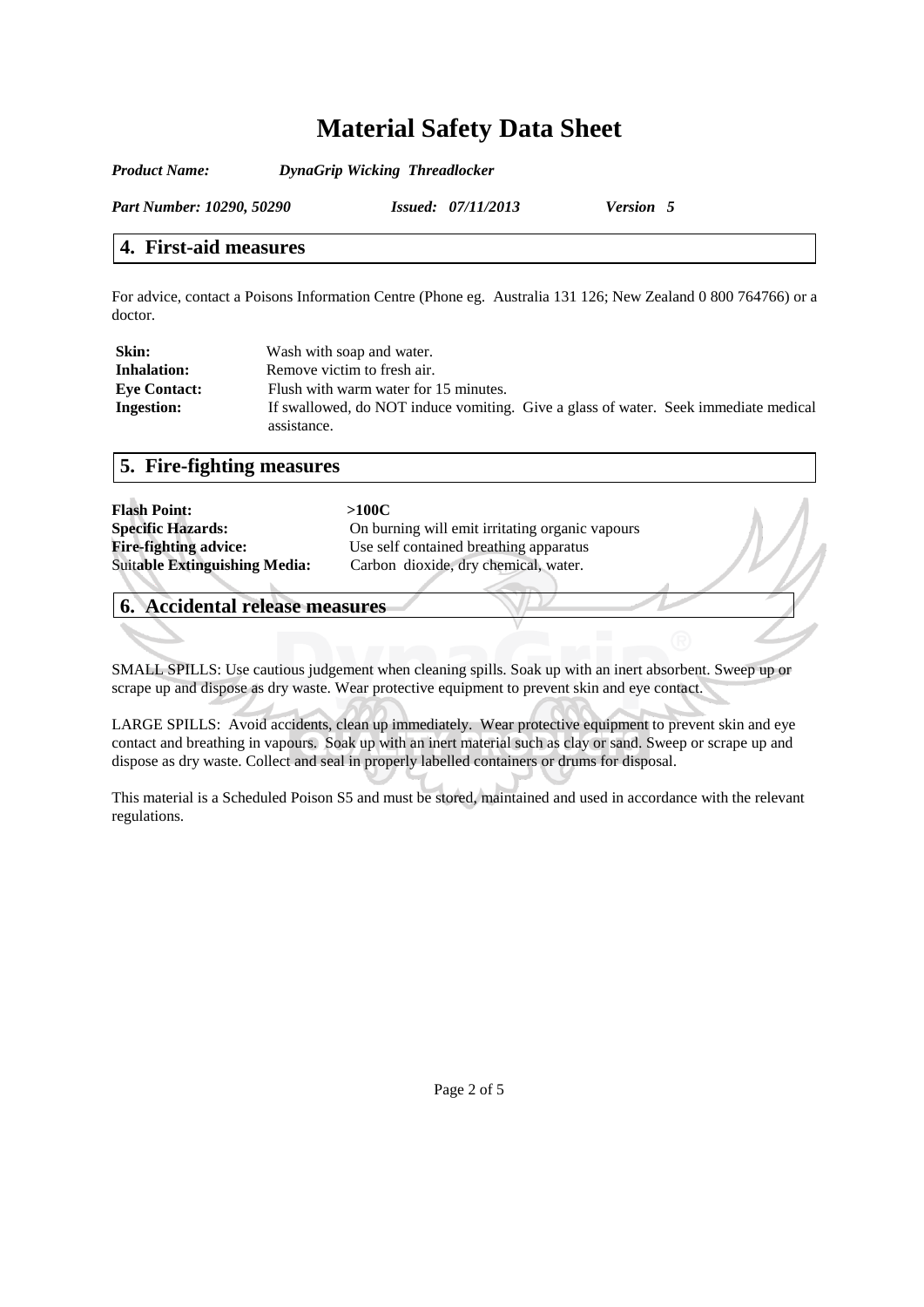# Material Safety Data Sheet

*Product Name:* ***DynaGrip Wicking Threadlocker***

***Part Number: 10290, 50290*** ***Issued: 07/11/2013*** ***Version 5***

## 4. First-aid measures

For advice, contact a Poisons Information Centre (Phone eg. Australia 131 126; New Zealand 0 800 764766) or a doctor.

**Skin:** Wash with soap and water.
**Inhalation:** Remove victim to fresh air.
**Eye Contact:** Flush with warm water for 15 minutes.
**Ingestion:** If swallowed, do NOT induce vomiting. Give a glass of water. Seek immediate medical assistance.

## 5. Fire-fighting measures

**Flash Point:** **>100C**
**Specific Hazards:** On burning will emit irritating organic vapours
**Fire-fighting advice:** Use self contained breathing apparatus
**Suitable Extinguishing Media:** Carbon dioxide, dry chemical, water.

## 6. Accidental release measures

SMALL SPILLS: Use cautious judgement when cleaning spills. Soak up with an inert absorbent. Sweep up or scrape up and dispose as dry waste. Wear protective equipment to prevent skin and eye contact.

LARGE SPILLS: Avoid accidents, clean up immediately. Wear protective equipment to prevent skin and eye contact and breathing in vapours. Soak up with an inert material such as clay or sand. Sweep or scrape up and dispose as dry waste. Collect and seal in properly labelled containers or drums for disposal.

This material is a Scheduled Poison S5 and must be stored, maintained and used in accordance with the relevant regulations.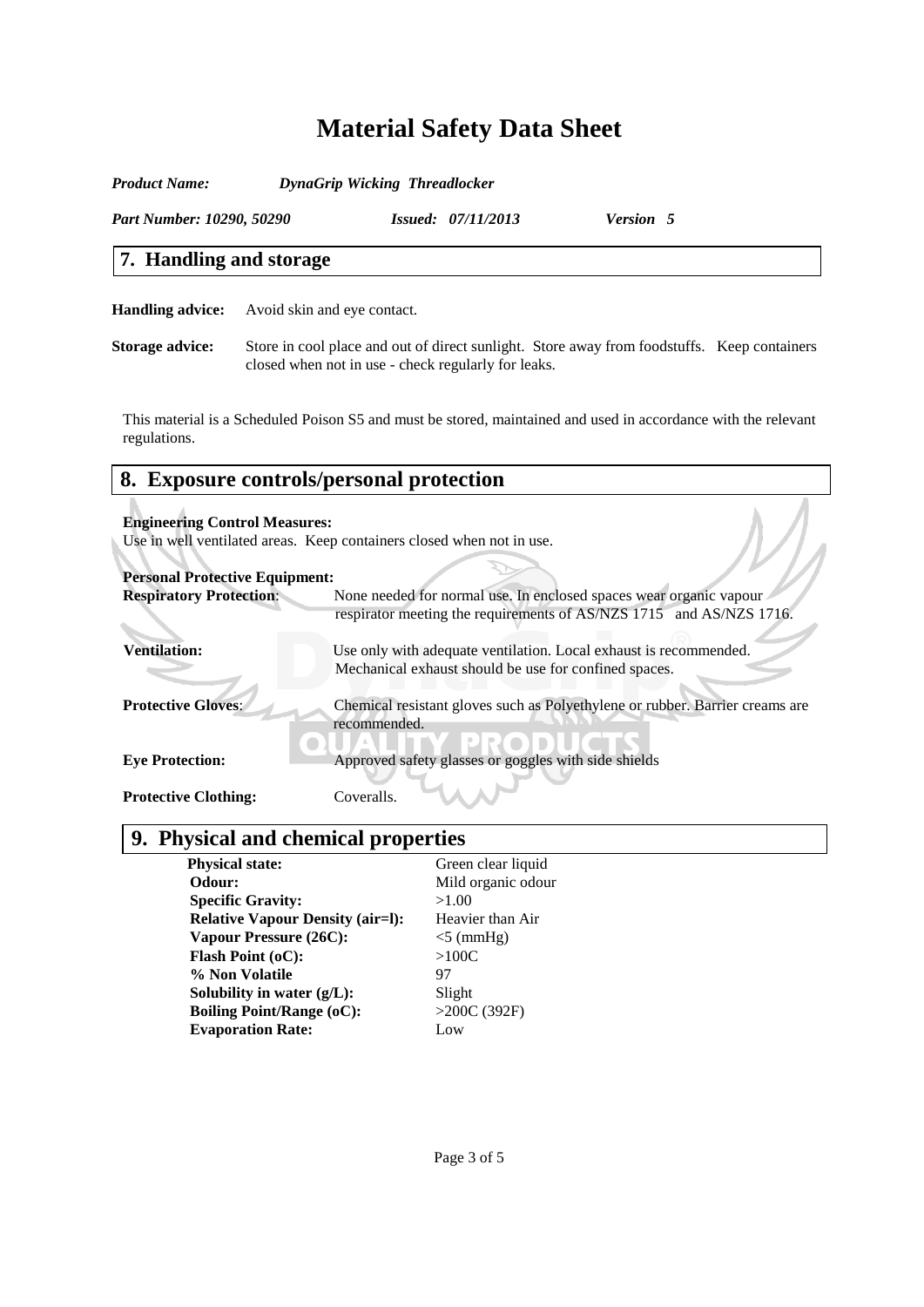# Material Safety Data Sheet

***Product Name:*** ***DynaGrip Wicking Threadlocker***

***Part Number: 10290, 50290*** ***Issued: 07/11/2013*** ***Version 5***

## 7. Handling and storage

**Handling advice:** Avoid skin and eye contact.

**Storage advice:** Store in cool place and out of direct sunlight. Store away from foodstuffs. Keep containers closed when not in use - check regularly for leaks.

This material is a Scheduled Poison S5 and must be stored, maintained and used in accordance with the relevant regulations.

## 8. Exposure controls/personal protection

**Engineering Control Measures:**
Use in well ventilated areas. Keep containers closed when not in use.

**Personal Protective Equipment:**

**Respiratory Protection:** None needed for normal use. In enclosed spaces wear organic vapour respirator meeting the requirements of AS/NZS 1715 and AS/NZS 1716.

**Ventilation:** Use only with adequate ventilation. Local exhaust is recommended. Mechanical exhaust should be use for confined spaces.

**Protective Gloves:** Chemical resistant gloves such as Polyethylene or rubber. Barrier creams are recommended.

**Eye Protection:** Approved safety glasses or goggles with side shields

**Protective Clothing:** Coveralls.

## 9. Physical and chemical properties

| | |
|---|---|
| **Physical state:** | Green clear liquid |
| **Odour:** | Mild organic odour |
| **Specific Gravity:** | >1.00 |
| **Relative Vapour Density (air=l):** | Heavier than Air |
| **Vapour Pressure (26C):** | <5 (mmHg) |
| **Flash Point (oC):** | >100C |
| **% Non Volatile** | 97 |
| **Solubility in water (g/L):** | Slight |
| **Boiling Point/Range (oC):** | >200C (392F) |
| **Evaporation Rate:** | Low |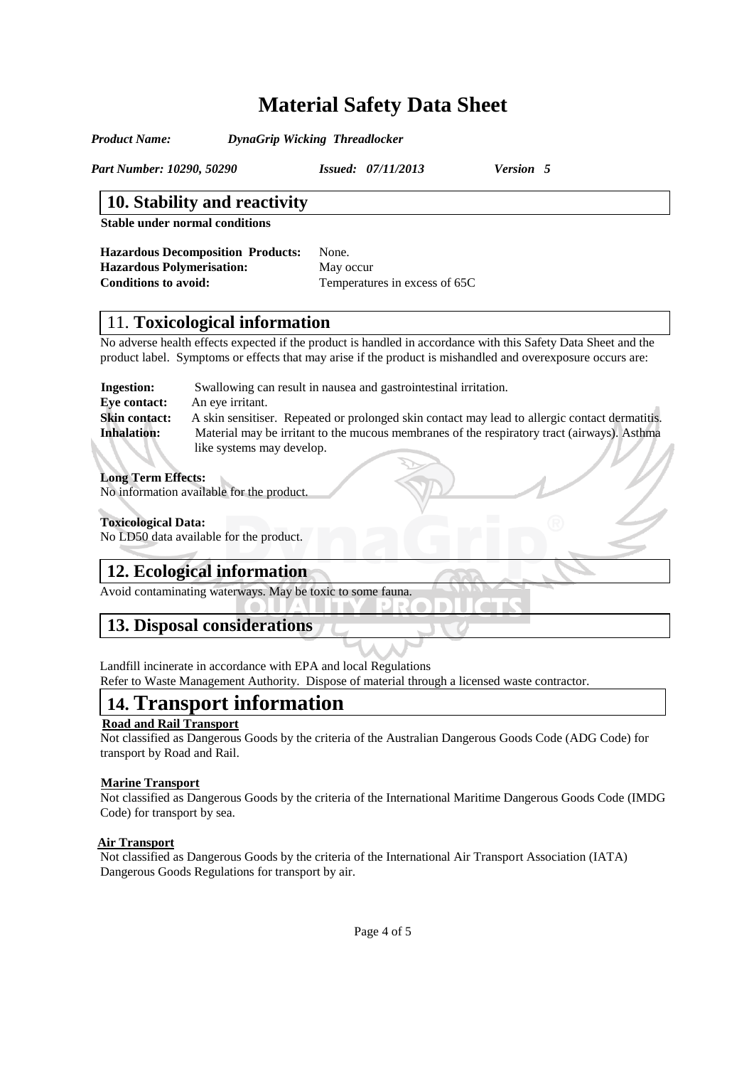# Material Safety Data Sheet

***Product Name:*** ***DynaGrip Wicking Threadlocker***

***Part Number: 10290, 50290*** ***Issued: 07/11/2013*** ***Version 5***

## 10. Stability and reactivity

**Stable under normal conditions**

**Hazardous Decomposition Products:** None.
**Hazardous Polymerisation:** May occur
**Conditions to avoid:** Temperatures in excess of 65C

## 11. Toxicological information

No adverse health effects expected if the product is handled in accordance with this Safety Data Sheet and the product label. Symptoms or effects that may arise if the product is mishandled and overexposure occurs are:

**Ingestion:** Swallowing can result in nausea and gastrointestinal irritation.
**Eye contact:** An eye irritant.
**Skin contact:** A skin sensitiser. Repeated or prolonged skin contact may lead to allergic contact dermatitis.
**Inhalation:** Material may be irritant to the mucous membranes of the respiratory tract (airways). Asthma like systems may develop.

**Long Term Effects:**
No information available for the product.

**Toxicological Data:**
No LD50 data available for the product.

## 12. Ecological information

Avoid contaminating waterways. May be toxic to some fauna.

## 13. Disposal considerations

Landfill incinerate in accordance with EPA and local Regulations
Refer to Waste Management Authority. Dispose of material through a licensed waste contractor.

## 14. Transport information

**Road and Rail Transport**

Not classified as Dangerous Goods by the criteria of the Australian Dangerous Goods Code (ADG Code) for transport by Road and Rail.

**Marine Transport**

Not classified as Dangerous Goods by the criteria of the International Maritime Dangerous Goods Code (IMDG Code) for transport by sea.

**Air Transport**

Not classified as Dangerous Goods by the criteria of the International Air Transport Association (IATA) Dangerous Goods Regulations for transport by air.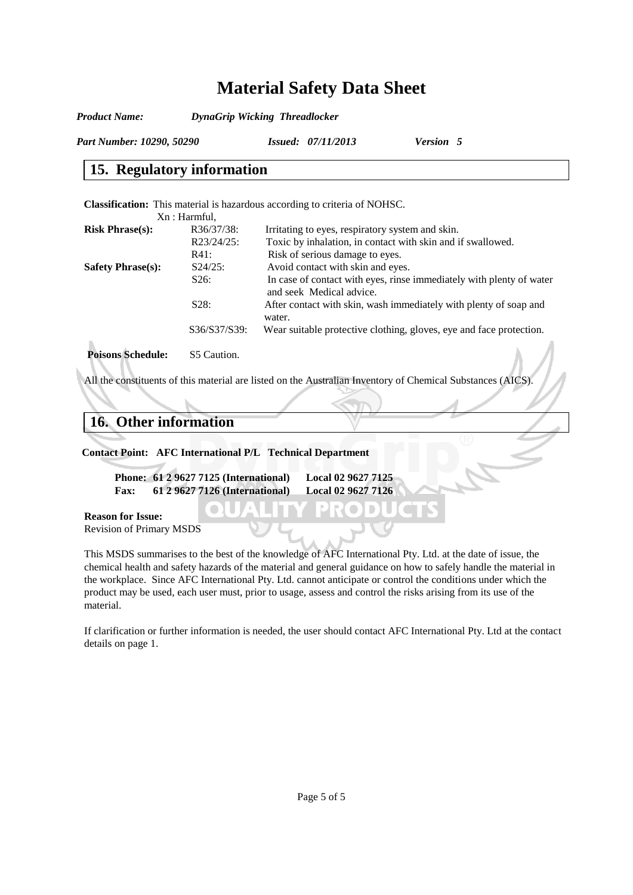# Material Safety Data Sheet

***Product Name:*** ***DynaGrip Wicking Threadlocker***

***Part Number: 10290, 50290*** ***Issued: 07/11/2013*** ***Version 5***

## 15. Regulatory information

**Classification:** This material is hazardous according to criteria of NOHSC.

Xn : Harmful,

| | | |
|---|---|---|
| **Risk Phrase(s):** | R36/37/38: | Irritating to eyes, respiratory system and skin. |
| | R23/24/25: | Toxic by inhalation, in contact with skin and if swallowed. |
| | R41: | Risk of serious damage to eyes. |
| **Safety Phrase(s):** | S24/25: | Avoid contact with skin and eyes. |
| | S26: | In case of contact with eyes, rinse immediately with plenty of water and seek Medical advice. |
| | S28: | After contact with skin, wash immediately with plenty of soap and water. |
| | S36/S37/S39: | Wear suitable protective clothing, gloves, eye and face protection. |

**Poisons Schedule:** S5 Caution.

All the constituents of this material are listed on the Australian Inventory of Chemical Substances (AICS).

## 16. Other information

**Contact Point: AFC International P/L Technical Department**

**Phone: 61 2 9627 7125 (International) Local 02 9627 7125**
**Fax: 61 2 9627 7126 (International) Local 02 9627 7126**

**Reason for Issue:**
Revision of Primary MSDS

This MSDS summarises to the best of the knowledge of AFC International Pty. Ltd. at the date of issue, the chemical health and safety hazards of the material and general guidance on how to safely handle the material in the workplace. Since AFC International Pty. Ltd. cannot anticipate or control the conditions under which the product may be used, each user must, prior to usage, assess and control the risks arising from its use of the material.

If clarification or further information is needed, the user should contact AFC International Pty. Ltd at the contact details on page 1.